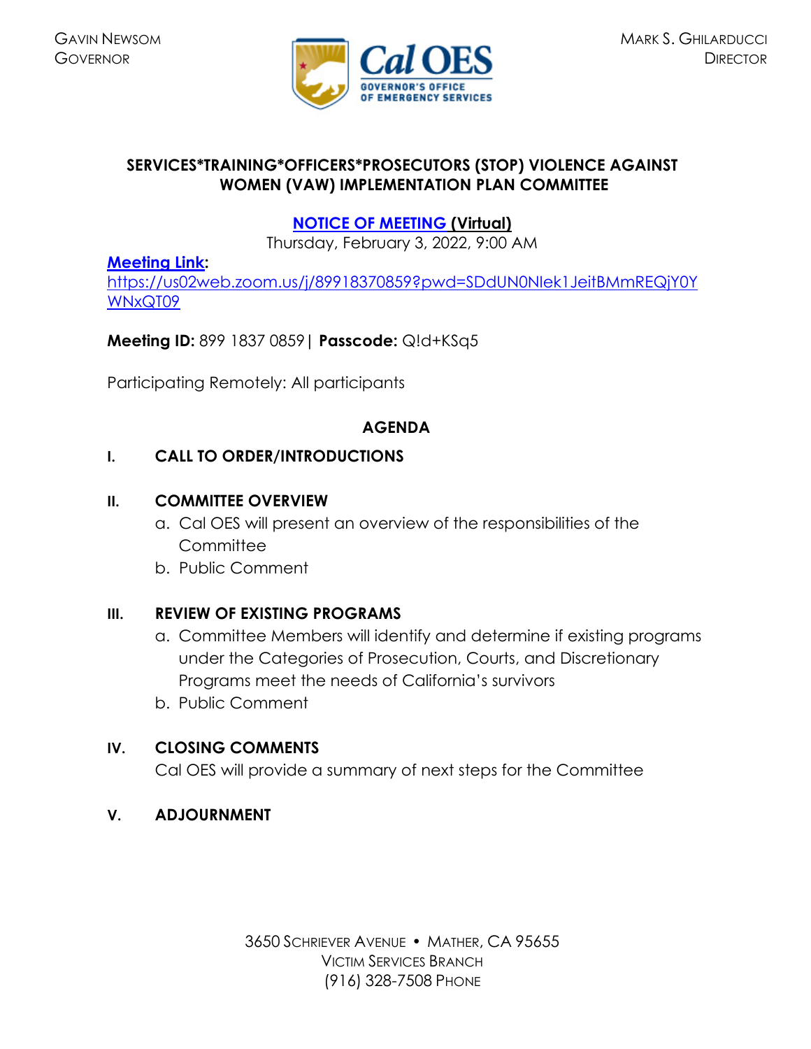GAVIN NEWSOM
GOVERNOR

MARK S. GHILARDUCCI
DIRECTOR

# SERVICES*TRAINING*OFFICERS*PROSECUTORS (STOP) VIOLENCE AGAINST WOMEN (VAW) IMPLEMENTATION PLAN COMMITTEE

## NOTICE OF MEETING (Virtual)

Thursday, February 3, 2022, 9:00 AM

**Meeting Link:**
https://us02web.zoom.us/j/89918370859?pwd=SDdUN0NIek1JeitBMmREQjY0YWNxQT09

**Meeting ID:** 899 1837 0859| **Passcode:** Q!d+KSq5

Participating Remotely: All participants

## AGENDA

**I. CALL TO ORDER/INTRODUCTIONS**

**II. COMMITTEE OVERVIEW**

a. Cal OES will present an overview of the responsibilities of the Committee
b. Public Comment

**III. REVIEW OF EXISTING PROGRAMS**

a. Committee Members will identify and determine if existing programs under the Categories of Prosecution, Courts, and Discretionary Programs meet the needs of California's survivors
b. Public Comment

**IV. CLOSING COMMENTS**

Cal OES will provide a summary of next steps for the Committee

**V. ADJOURNMENT**

3650 SCHRIEVER AVENUE • MATHER, CA 95655
VICTIM SERVICES BRANCH
(916) 328-7508 PHONE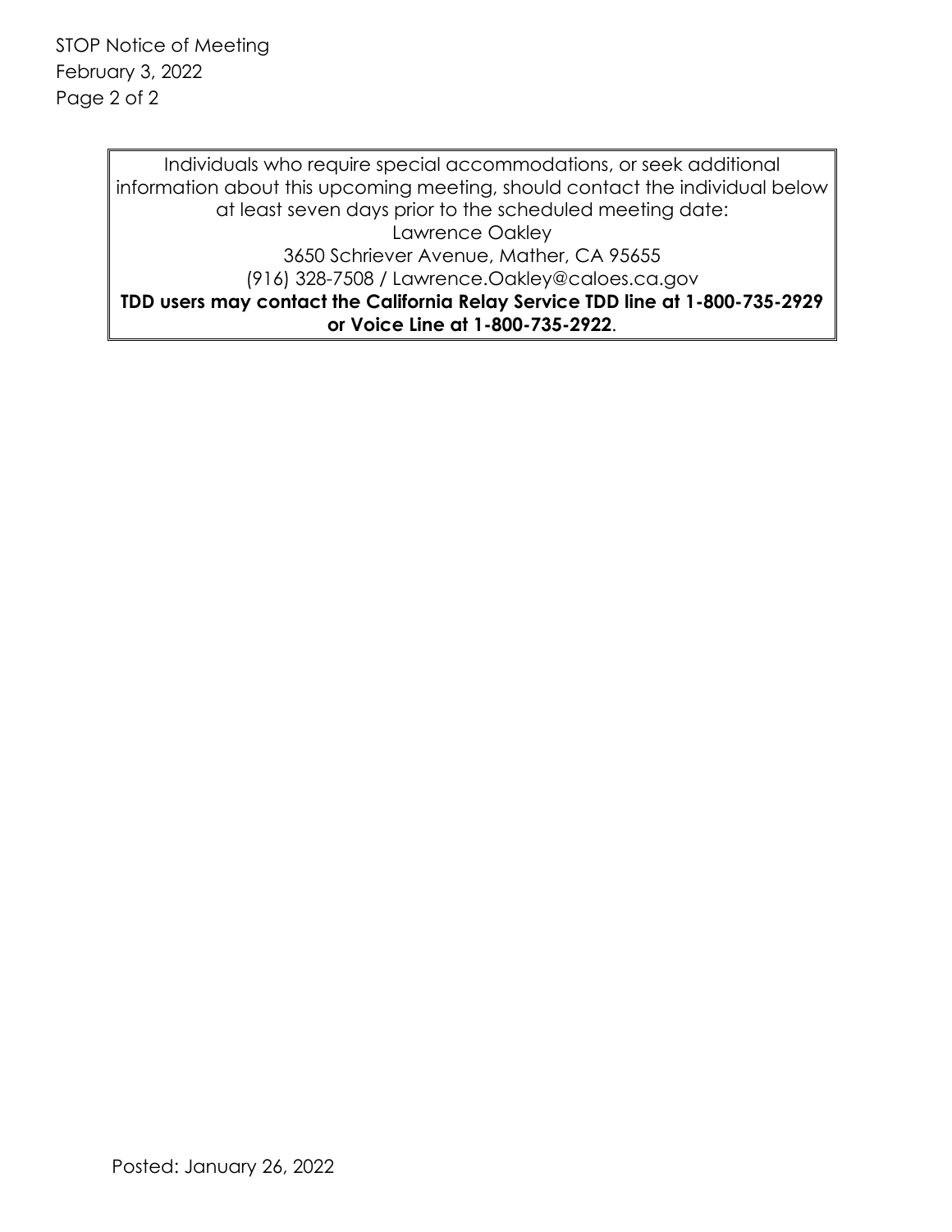Individuals who require special accommodations, or seek additional information about this upcoming meeting, should contact the individual below at least seven days prior to the scheduled meeting date:

Lawrence Oakley

3650 Schriever Avenue, Mather, CA 95655

(916) 328-7508 / Lawrence.Oakley@caloes.ca.gov

**TDD users may contact the California Relay Service TDD line at 1-800-735-2929 or Voice Line at 1-800-735-2922**.

Posted: January 26, 2022